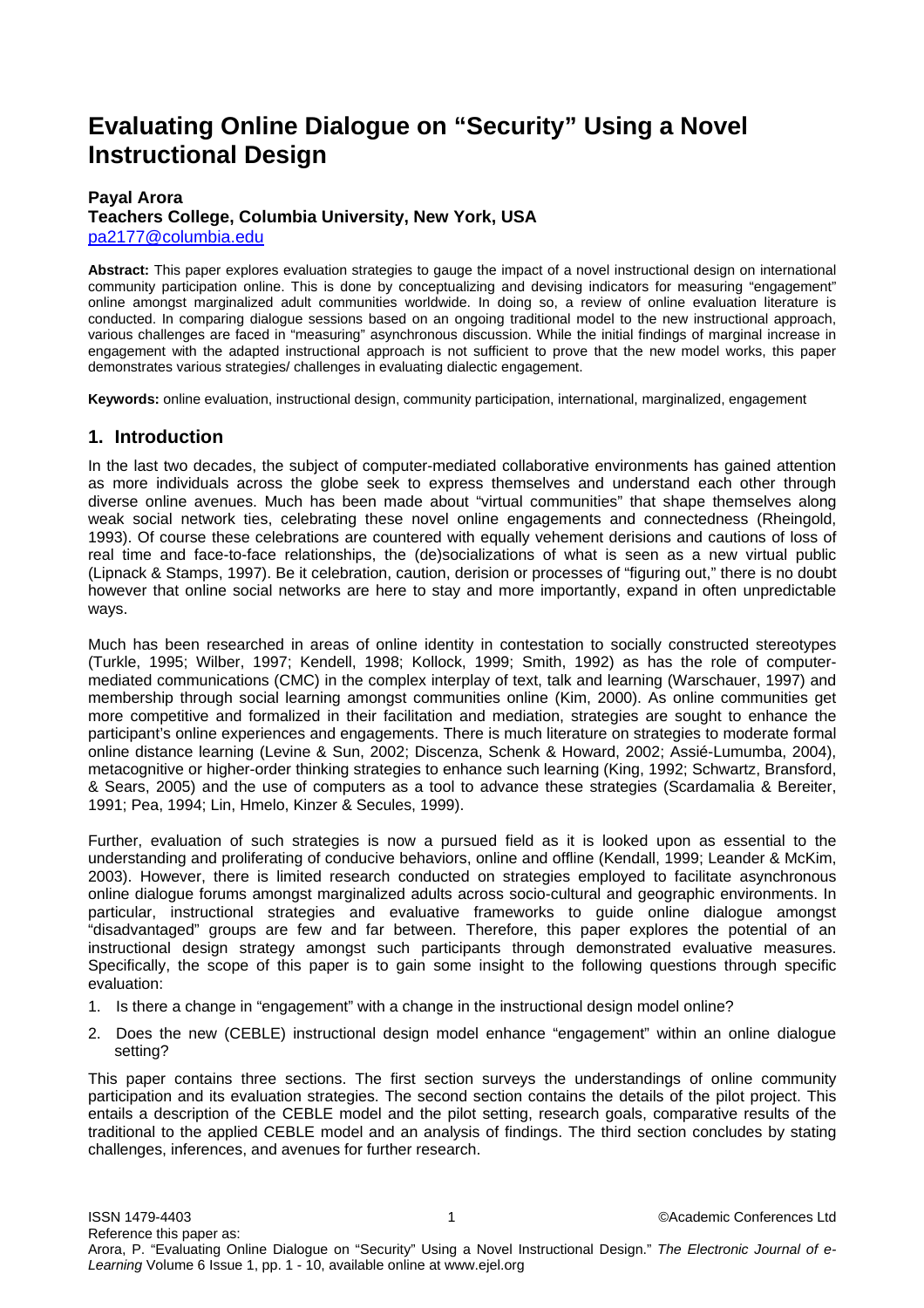# Evaluating Online Dialogue on "Security" Using a Novel Instructional Design

**Payal Arora**
**Teachers College, Columbia University, New York, USA**
pa2177@columbia.edu

**Abstract:** This paper explores evaluation strategies to gauge the impact of a novel instructional design on international community participation online. This is done by conceptualizing and devising indicators for measuring "engagement" online amongst marginalized adult communities worldwide. In doing so, a review of online evaluation literature is conducted. In comparing dialogue sessions based on an ongoing traditional model to the new instructional approach, various challenges are faced in "measuring" asynchronous discussion. While the initial findings of marginal increase in engagement with the adapted instructional approach is not sufficient to prove that the new model works, this paper demonstrates various strategies/ challenges in evaluating dialectic engagement.

**Keywords:** online evaluation, instructional design, community participation, international, marginalized, engagement

## 1. Introduction

In the last two decades, the subject of computer-mediated collaborative environments has gained attention as more individuals across the globe seek to express themselves and understand each other through diverse online avenues. Much has been made about "virtual communities" that shape themselves along weak social network ties, celebrating these novel online engagements and connectedness (Rheingold, 1993). Of course these celebrations are countered with equally vehement derisions and cautions of loss of real time and face-to-face relationships, the (de)socializations of what is seen as a new virtual public (Lipnack & Stamps, 1997). Be it celebration, caution, derision or processes of "figuring out," there is no doubt however that online social networks are here to stay and more importantly, expand in often unpredictable ways.

Much has been researched in areas of online identity in contestation to socially constructed stereotypes (Turkle, 1995; Wilber, 1997; Kendell, 1998; Kollock, 1999; Smith, 1992) as has the role of computer-mediated communications (CMC) in the complex interplay of text, talk and learning (Warschauer, 1997) and membership through social learning amongst communities online (Kim, 2000). As online communities get more competitive and formalized in their facilitation and mediation, strategies are sought to enhance the participant's online experiences and engagements. There is much literature on strategies to moderate formal online distance learning (Levine & Sun, 2002; Discenza, Schenk & Howard, 2002; Assié-Lumumba, 2004), metacognitive or higher-order thinking strategies to enhance such learning (King, 1992; Schwartz, Bransford, & Sears, 2005) and the use of computers as a tool to advance these strategies (Scardamalia & Bereiter, 1991; Pea, 1994; Lin, Hmelo, Kinzer & Secules, 1999).

Further, evaluation of such strategies is now a pursued field as it is looked upon as essential to the understanding and proliferating of conducive behaviors, online and offline (Kendall, 1999; Leander & McKim, 2003). However, there is limited research conducted on strategies employed to facilitate asynchronous online dialogue forums amongst marginalized adults across socio-cultural and geographic environments. In particular, instructional strategies and evaluative frameworks to guide online dialogue amongst "disadvantaged" groups are few and far between. Therefore, this paper explores the potential of an instructional design strategy amongst such participants through demonstrated evaluative measures. Specifically, the scope of this paper is to gain some insight to the following questions through specific evaluation:

1. Is there a change in "engagement" with a change in the instructional design model online?
2. Does the new (CEBLE) instructional design model enhance "engagement" within an online dialogue setting?

This paper contains three sections. The first section surveys the understandings of online community participation and its evaluation strategies. The second section contains the details of the pilot project. This entails a description of the CEBLE model and the pilot setting, research goals, comparative results of the traditional to the applied CEBLE model and an analysis of findings. The third section concludes by stating challenges, inferences, and avenues for further research.

Reference this paper as:
Arora, P. "Evaluating Online Dialogue on "Security" Using a Novel Instructional Design." *The Electronic Journal of e-Learning* Volume 6 Issue 1, pp. 1 - 10, available online at www.ejel.org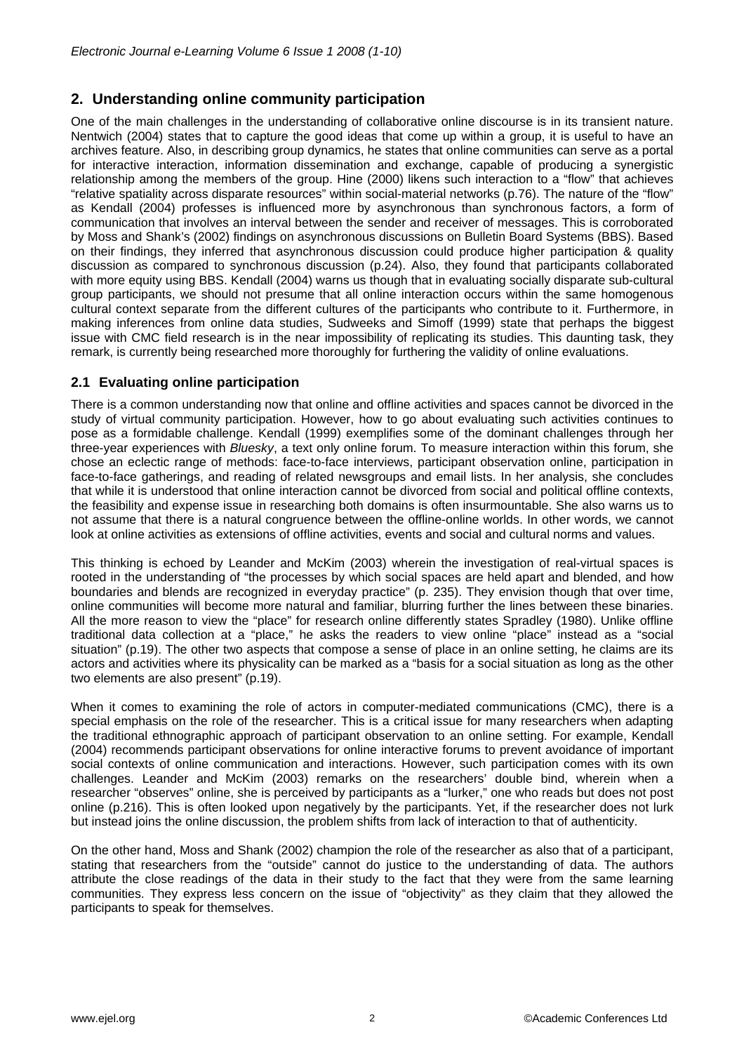## 2. Understanding online community participation

One of the main challenges in the understanding of collaborative online discourse is in its transient nature. Nentwich (2004) states that to capture the good ideas that come up within a group, it is useful to have an archives feature. Also, in describing group dynamics, he states that online communities can serve as a portal for interactive interaction, information dissemination and exchange, capable of producing a synergistic relationship among the members of the group. Hine (2000) likens such interaction to a "flow" that achieves "relative spatiality across disparate resources" within social-material networks (p.76). The nature of the "flow" as Kendall (2004) professes is influenced more by asynchronous than synchronous factors, a form of communication that involves an interval between the sender and receiver of messages. This is corroborated by Moss and Shank's (2002) findings on asynchronous discussions on Bulletin Board Systems (BBS). Based on their findings, they inferred that asynchronous discussion could produce higher participation & quality discussion as compared to synchronous discussion (p.24). Also, they found that participants collaborated with more equity using BBS. Kendall (2004) warns us though that in evaluating socially disparate sub-cultural group participants, we should not presume that all online interaction occurs within the same homogenous cultural context separate from the different cultures of the participants who contribute to it. Furthermore, in making inferences from online data studies, Sudweeks and Simoff (1999) state that perhaps the biggest issue with CMC field research is in the near impossibility of replicating its studies. This daunting task, they remark, is currently being researched more thoroughly for furthering the validity of online evaluations.

### 2.1 Evaluating online participation

There is a common understanding now that online and offline activities and spaces cannot be divorced in the study of virtual community participation. However, how to go about evaluating such activities continues to pose as a formidable challenge. Kendall (1999) exemplifies some of the dominant challenges through her three-year experiences with *Bluesky*, a text only online forum. To measure interaction within this forum, she chose an eclectic range of methods: face-to-face interviews, participant observation online, participation in face-to-face gatherings, and reading of related newsgroups and email lists. In her analysis, she concludes that while it is understood that online interaction cannot be divorced from social and political offline contexts, the feasibility and expense issue in researching both domains is often insurmountable. She also warns us to not assume that there is a natural congruence between the offline-online worlds. In other words, we cannot look at online activities as extensions of offline activities, events and social and cultural norms and values.

This thinking is echoed by Leander and McKim (2003) wherein the investigation of real-virtual spaces is rooted in the understanding of "the processes by which social spaces are held apart and blended, and how boundaries and blends are recognized in everyday practice" (p. 235). They envision though that over time, online communities will become more natural and familiar, blurring further the lines between these binaries. All the more reason to view the "place" for research online differently states Spradley (1980). Unlike offline traditional data collection at a "place," he asks the readers to view online "place" instead as a "social situation" (p.19). The other two aspects that compose a sense of place in an online setting, he claims are its actors and activities where its physicality can be marked as a "basis for a social situation as long as the other two elements are also present" (p.19).

When it comes to examining the role of actors in computer-mediated communications (CMC), there is a special emphasis on the role of the researcher. This is a critical issue for many researchers when adapting the traditional ethnographic approach of participant observation to an online setting. For example, Kendall (2004) recommends participant observations for online interactive forums to prevent avoidance of important social contexts of online communication and interactions. However, such participation comes with its own challenges. Leander and McKim (2003) remarks on the researchers' double bind, wherein when a researcher "observes" online, she is perceived by participants as a "lurker," one who reads but does not post online (p.216). This is often looked upon negatively by the participants. Yet, if the researcher does not lurk but instead joins the online discussion, the problem shifts from lack of interaction to that of authenticity.

On the other hand, Moss and Shank (2002) champion the role of the researcher as also that of a participant, stating that researchers from the "outside" cannot do justice to the understanding of data. The authors attribute the close readings of the data in their study to the fact that they were from the same learning communities. They express less concern on the issue of "objectivity" as they claim that they allowed the participants to speak for themselves.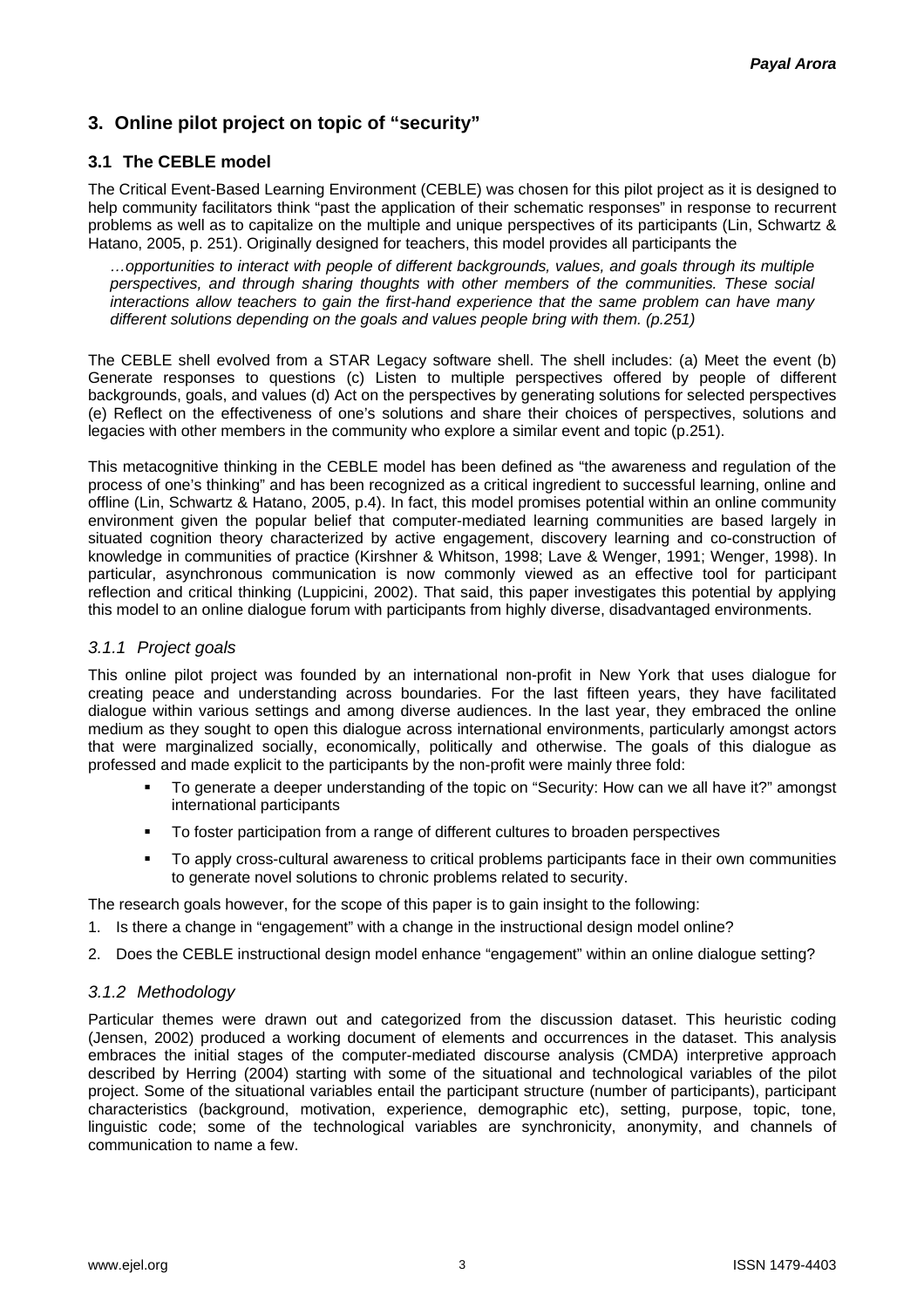## 3. Online pilot project on topic of "security"

### 3.1 The CEBLE model

The Critical Event-Based Learning Environment (CEBLE) was chosen for this pilot project as it is designed to help community facilitators think "past the application of their schematic responses" in response to recurrent problems as well as to capitalize on the multiple and unique perspectives of its participants (Lin, Schwartz & Hatano, 2005, p. 251). Originally designed for teachers, this model provides all participants the

> *…opportunities to interact with people of different backgrounds, values, and goals through its multiple perspectives, and through sharing thoughts with other members of the communities. These social interactions allow teachers to gain the first-hand experience that the same problem can have many different solutions depending on the goals and values people bring with them. (p.251)*

The CEBLE shell evolved from a STAR Legacy software shell. The shell includes: (a) Meet the event (b) Generate responses to questions (c) Listen to multiple perspectives offered by people of different backgrounds, goals, and values (d) Act on the perspectives by generating solutions for selected perspectives (e) Reflect on the effectiveness of one's solutions and share their choices of perspectives, solutions and legacies with other members in the community who explore a similar event and topic (p.251).

This metacognitive thinking in the CEBLE model has been defined as "the awareness and regulation of the process of one's thinking" and has been recognized as a critical ingredient to successful learning, online and offline (Lin, Schwartz & Hatano, 2005, p.4). In fact, this model promises potential within an online community environment given the popular belief that computer-mediated learning communities are based largely in situated cognition theory characterized by active engagement, discovery learning and co-construction of knowledge in communities of practice (Kirshner & Whitson, 1998; Lave & Wenger, 1991; Wenger, 1998). In particular, asynchronous communication is now commonly viewed as an effective tool for participant reflection and critical thinking (Luppicini, 2002). That said, this paper investigates this potential by applying this model to an online dialogue forum with participants from highly diverse, disadvantaged environments.

#### *3.1.1 Project goals*

This online pilot project was founded by an international non-profit in New York that uses dialogue for creating peace and understanding across boundaries. For the last fifteen years, they have facilitated dialogue within various settings and among diverse audiences. In the last year, they embraced the online medium as they sought to open this dialogue across international environments, particularly amongst actors that were marginalized socially, economically, politically and otherwise. The goals of this dialogue as professed and made explicit to the participants by the non-profit were mainly three fold:

- To generate a deeper understanding of the topic on "Security: How can we all have it?" amongst international participants
- To foster participation from a range of different cultures to broaden perspectives
- To apply cross-cultural awareness to critical problems participants face in their own communities to generate novel solutions to chronic problems related to security.

The research goals however, for the scope of this paper is to gain insight to the following:

1. Is there a change in "engagement" with a change in the instructional design model online?
2. Does the CEBLE instructional design model enhance "engagement" within an online dialogue setting?

#### *3.1.2 Methodology*

Particular themes were drawn out and categorized from the discussion dataset. This heuristic coding (Jensen, 2002) produced a working document of elements and occurrences in the dataset. This analysis embraces the initial stages of the computer-mediated discourse analysis (CMDA) interpretive approach described by Herring (2004) starting with some of the situational and technological variables of the pilot project. Some of the situational variables entail the participant structure (number of participants), participant characteristics (background, motivation, experience, demographic etc), setting, purpose, topic, tone, linguistic code; some of the technological variables are synchronicity, anonymity, and channels of communication to name a few.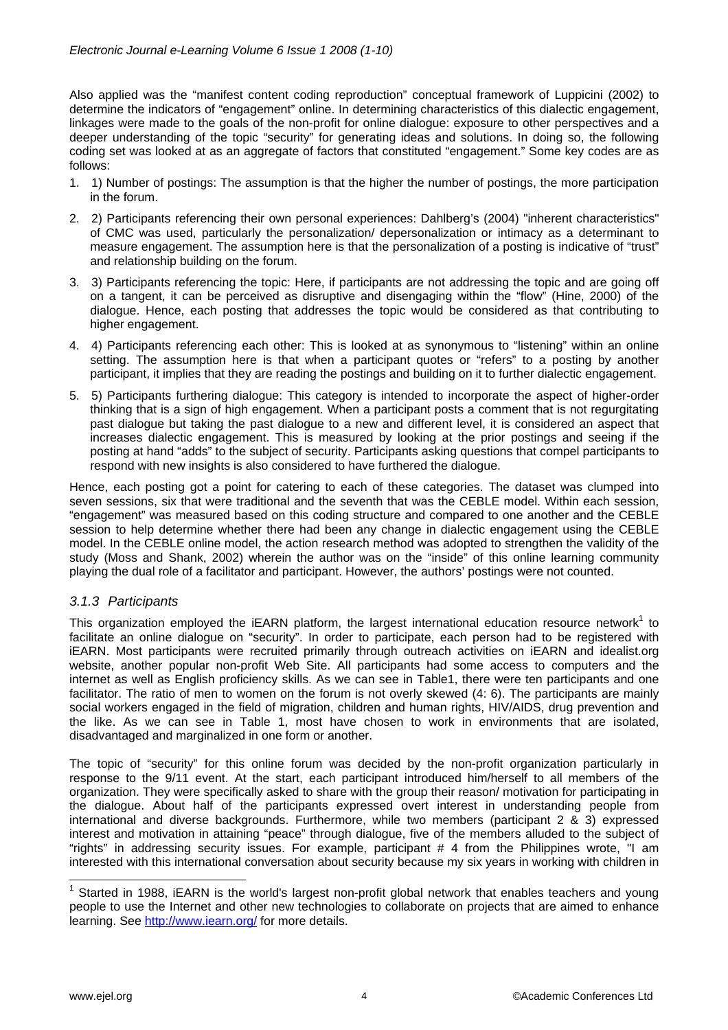Also applied was the "manifest content coding reproduction" conceptual framework of Luppicini (2002) to determine the indicators of "engagement" online. In determining characteristics of this dialectic engagement, linkages were made to the goals of the non-profit for online dialogue: exposure to other perspectives and a deeper understanding of the topic "security" for generating ideas and solutions. In doing so, the following coding set was looked at as an aggregate of factors that constituted "engagement." Some key codes are as follows:

1. 1) Number of postings: The assumption is that the higher the number of postings, the more participation in the forum.
2. 2) Participants referencing their own personal experiences: Dahlberg's (2004) "inherent characteristics" of CMC was used, particularly the personalization/ depersonalization or intimacy as a determinant to measure engagement. The assumption here is that the personalization of a posting is indicative of "trust" and relationship building on the forum.
3. 3) Participants referencing the topic: Here, if participants are not addressing the topic and are going off on a tangent, it can be perceived as disruptive and disengaging within the "flow" (Hine, 2000) of the dialogue. Hence, each posting that addresses the topic would be considered as that contributing to higher engagement.
4. 4) Participants referencing each other: This is looked at as synonymous to "listening" within an online setting. The assumption here is that when a participant quotes or "refers" to a posting by another participant, it implies that they are reading the postings and building on it to further dialectic engagement.
5. 5) Participants furthering dialogue: This category is intended to incorporate the aspect of higher-order thinking that is a sign of high engagement. When a participant posts a comment that is not regurgitating past dialogue but taking the past dialogue to a new and different level, it is considered an aspect that increases dialectic engagement. This is measured by looking at the prior postings and seeing if the posting at hand "adds" to the subject of security. Participants asking questions that compel participants to respond with new insights is also considered to have furthered the dialogue.

Hence, each posting got a point for catering to each of these categories. The dataset was clumped into seven sessions, six that were traditional and the seventh that was the CEBLE model. Within each session, "engagement" was measured based on this coding structure and compared to one another and the CEBLE session to help determine whether there had been any change in dialectic engagement using the CEBLE model. In the CEBLE online model, the action research method was adopted to strengthen the validity of the study (Moss and Shank, 2002) wherein the author was on the "inside" of this online learning community playing the dual role of a facilitator and participant. However, the authors' postings were not counted.

### *3.1.3 Participants*

This organization employed the iEARN platform, the largest international education resource network[1] to facilitate an online dialogue on "security". In order to participate, each person had to be registered with iEARN. Most participants were recruited primarily through outreach activities on iEARN and idealist.org website, another popular non-profit Web Site. All participants had some access to computers and the internet as well as English proficiency skills. As we can see in Table1, there were ten participants and one facilitator. The ratio of men to women on the forum is not overly skewed (4: 6). The participants are mainly social workers engaged in the field of migration, children and human rights, HIV/AIDS, drug prevention and the like. As we can see in Table 1, most have chosen to work in environments that are isolated, disadvantaged and marginalized in one form or another.

The topic of "security" for this online forum was decided by the non-profit organization particularly in response to the 9/11 event. At the start, each participant introduced him/herself to all members of the organization. They were specifically asked to share with the group their reason/ motivation for participating in the dialogue. About half of the participants expressed overt interest in understanding people from international and diverse backgrounds. Furthermore, while two members (participant 2 & 3) expressed interest and motivation in attaining "peace" through dialogue, five of the members alluded to the subject of "rights" in addressing security issues. For example, participant # 4 from the Philippines wrote, "I am interested with this international conversation about security because my six years in working with children in

---

[1] Started in 1988, iEARN is the world's largest non-profit global network that enables teachers and young people to use the Internet and other new technologies to collaborate on projects that are aimed to enhance learning. See http://www.iearn.org/ for more details.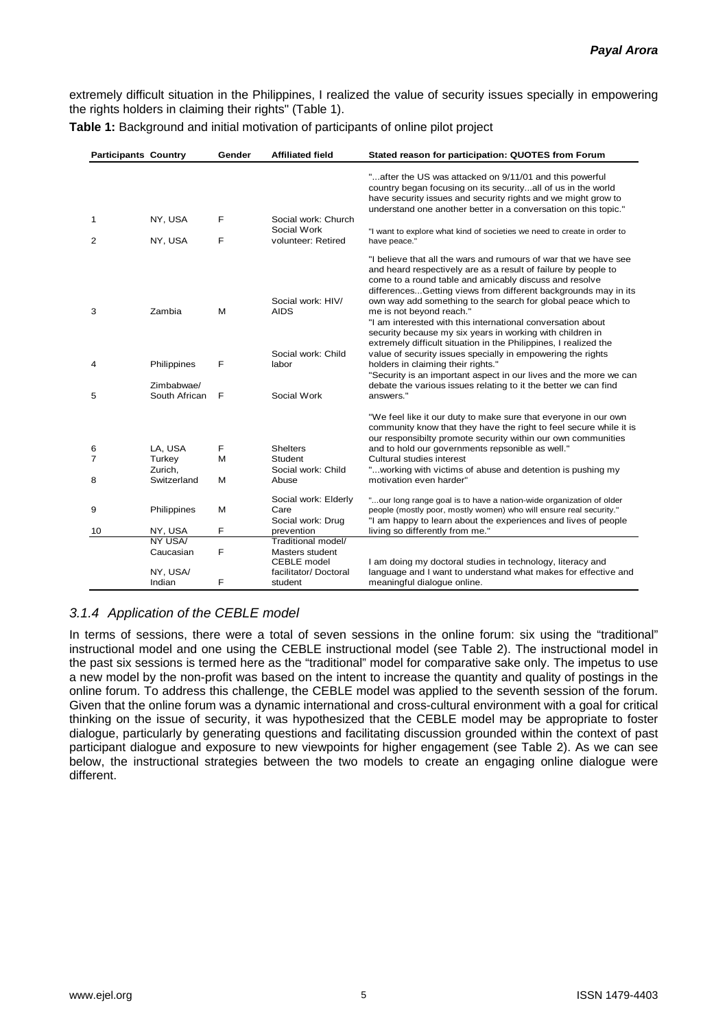extremely difficult situation in the Philippines, I realized the value of security issues specially in empowering the rights holders in claiming their rights" (Table 1).

**Table 1:** Background and initial motivation of participants of online pilot project

| Participants | Country | Gender | Affiliated field | Stated reason for participation: QUOTES from Forum |
|---|---|---|---|---|
| 1 | NY, USA | F | Social work: Church | "...after the US was attacked on 9/11/01 and this powerful country began focusing on its security...all of us in the world have security issues and security rights and we might grow to understand one another better in a conversation on this topic." |
| 2 | NY, USA | F | Social Work volunteer: Retired | "I want to explore what kind of societies we need to create in order to have peace." |
| 3 | Zambia | M | Social work: HIV/ AIDS | "I believe that all the wars and rumours of war that we have see and heard respectively are as a result of failure by people to come to a round table and amicably discuss and resolve differences...Getting views from different backgrounds may in its own way add something to the search for global peace which to me is not beyond reach." |
| 4 | Philippines | F | Social work: Child labor | "I am interested with this international conversation about security because my six years in working with children in extremely difficult situation in the Philippines, I realized the value of security issues specially in empowering the rights holders in claiming their rights." |
| 5 | Zimbabwae/ South African | F | Social Work | "Security is an important aspect in our lives and the more we can debate the various issues relating to it the better we can find answers." |
| 6 | LA, USA | F | Shelters | "We feel like it our duty to make sure that everyone in our own community know that they have the right to feel secure while it is our responsibilty promote security within our own communities and to hold our governments repsonible as well." |
| 7 | Turkey | M | Student | Cultural studies interest |
| 8 | Zurich, Switzerland | M | Social work: Child Abuse | "...working with victims of abuse and detention is pushing my motivation even harder" |
| 9 | Philippines | M | Social work: Elderly Care | "...our long range goal is to have a nation-wide organization of older people (mostly poor, mostly women) who will ensure real security." |
| 10 | NY, USA | F | Social work: Drug prevention | "I am happy to learn about the experiences and lives of people living so differently from me." |
| | NY USA/ Caucasian | F | Traditional model/ Masters student | |
| | NY, USA/ Indian | F | CEBLE model facilitator/ Doctoral student | I am doing my doctoral studies in technology, literacy and language and I want to understand what makes for effective and meaningful dialogue online. |

### *3.1.4 Application of the CEBLE model*

In terms of sessions, there were a total of seven sessions in the online forum: six using the "traditional" instructional model and one using the CEBLE instructional model (see Table 2). The instructional model in the past six sessions is termed here as the "traditional" model for comparative sake only. The impetus to use a new model by the non-profit was based on the intent to increase the quantity and quality of postings in the online forum. To address this challenge, the CEBLE model was applied to the seventh session of the forum. Given that the online forum was a dynamic international and cross-cultural environment with a goal for critical thinking on the issue of security, it was hypothesized that the CEBLE model may be appropriate to foster dialogue, particularly by generating questions and facilitating discussion grounded within the context of past participant dialogue and exposure to new viewpoints for higher engagement (see Table 2). As we can see below, the instructional strategies between the two models to create an engaging online dialogue were different.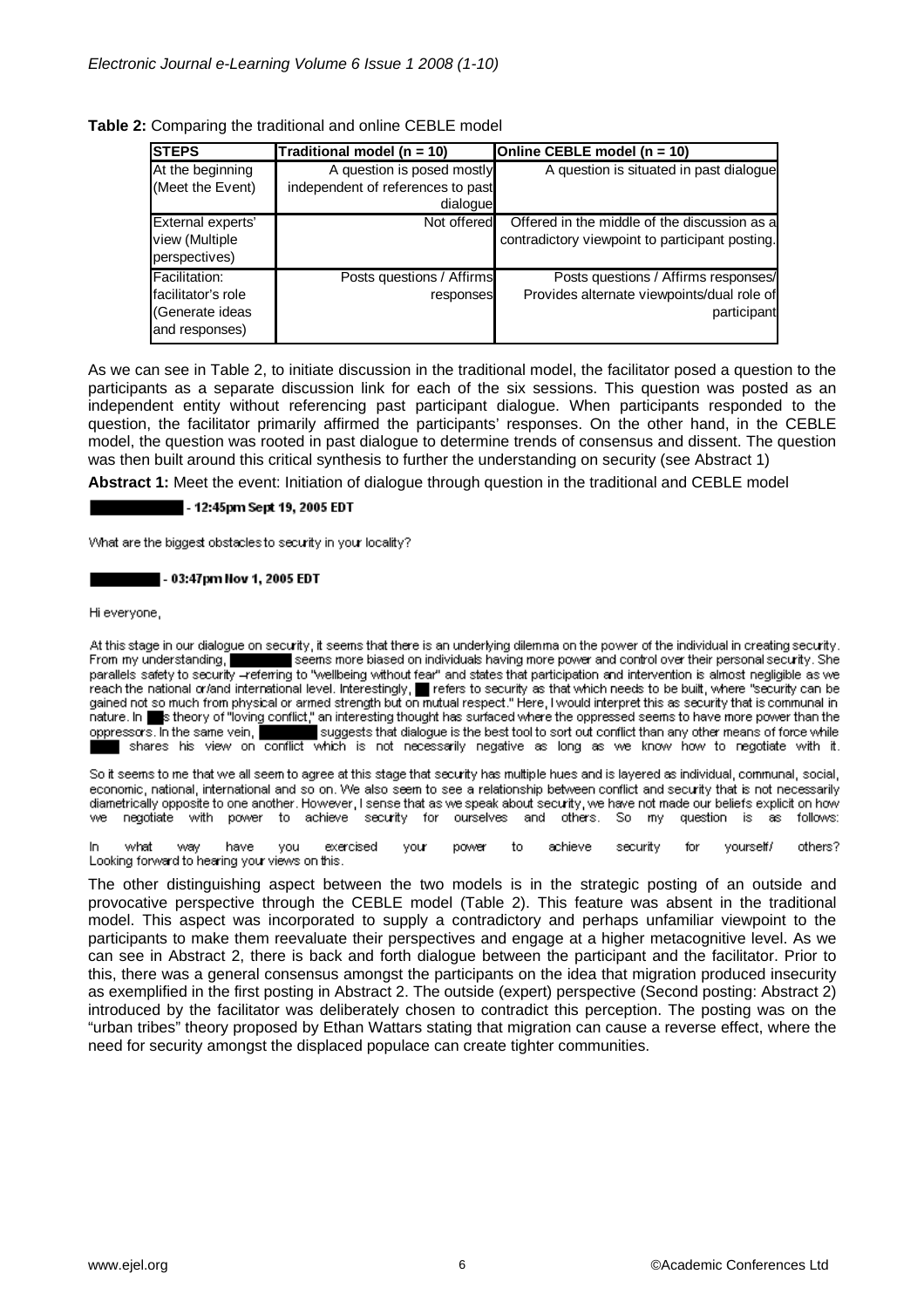**Table 2:** Comparing the traditional and online CEBLE model

| STEPS | Traditional model (n = 10) | Online CEBLE model (n = 10) |
|---|---|---|
| At the beginning (Meet the Event) | A question is posed mostly independent of references to past dialogue | A question is situated in past dialogue |
| External experts' view (Multiple perspectives) | Not offered | Offered in the middle of the discussion as a contradictory viewpoint to participant posting. |
| Facilitation: facilitator's role (Generate ideas and responses) | Posts questions / Affirms responses | Posts questions / Affirms responses/ Provides alternate viewpoints/dual role of participant |

As we can see in Table 2, to initiate discussion in the traditional model, the facilitator posed a question to the participants as a separate discussion link for each of the six sessions. This question was posted as an independent entity without referencing past participant dialogue. When participants responded to the question, the facilitator primarily affirmed the participants' responses. On the other hand, in the CEBLE model, the question was rooted in past dialogue to determine trends of consensus and dissent. The question was then built around this critical synthesis to further the understanding on security (see Abstract 1)

**Abstract 1:** Meet the event: Initiation of dialogue through question in the traditional and CEBLE model

**█████ - 12:45pm Sept 19, 2005 EDT**

What are the biggest obstacles to security in your locality?

**█████ - 03:47pm Nov 1, 2005 EDT**

Hi everyone,

At this stage in our dialogue on security, it seems that there is an underlying dilemma on the power of the individual in creating security. From my understanding, █████ seems more biased on individuals having more power and control over their personal security. She parallels safety to security –referring to "wellbeing without fear" and states that participation and intervention is almost negligible as we reach the national or/and international level. Interestingly, ██ refers to security as that which needs to be built, where "security can be gained not so much from physical or armed strength but on mutual respect." Here, I would interpret this as security that is communal in nature. In ██s theory of "loving conflict," an interesting thought has surfaced where the oppressed seems to have more power than the oppressors. In the same vein, █████ suggests that dialogue is the best tool to sort out conflict than any other means of force while ███ shares his view on conflict which is not necessarily negative as long as we know how to negotiate with it.

So it seems to me that we all seem to agree at this stage that security has multiple hues and is layered as individual, communal, social, economic, national, international and so on. We also seem to see a relationship between conflict and security that is not necessarily diametrically opposite to one another. However, I sense that as we speak about security, we have not made our beliefs explicit on how we negotiate with power to achieve security for ourselves and others. So my question is as follows:

In what way have you exercised your power to achieve security for yourself/ others? Looking forward to hearing your views on this.

The other distinguishing aspect between the two models is in the strategic posting of an outside and provocative perspective through the CEBLE model (Table 2). This feature was absent in the traditional model. This aspect was incorporated to supply a contradictory and perhaps unfamiliar viewpoint to the participants to make them reevaluate their perspectives and engage at a higher metacognitive level. As we can see in Abstract 2, there is back and forth dialogue between the participant and the facilitator. Prior to this, there was a general consensus amongst the participants on the idea that migration produced insecurity as exemplified in the first posting in Abstract 2. The outside (expert) perspective (Second posting: Abstract 2) introduced by the facilitator was deliberately chosen to contradict this perception. The posting was on the "urban tribes" theory proposed by Ethan Wattars stating that migration can cause a reverse effect, where the need for security amongst the displaced populace can create tighter communities.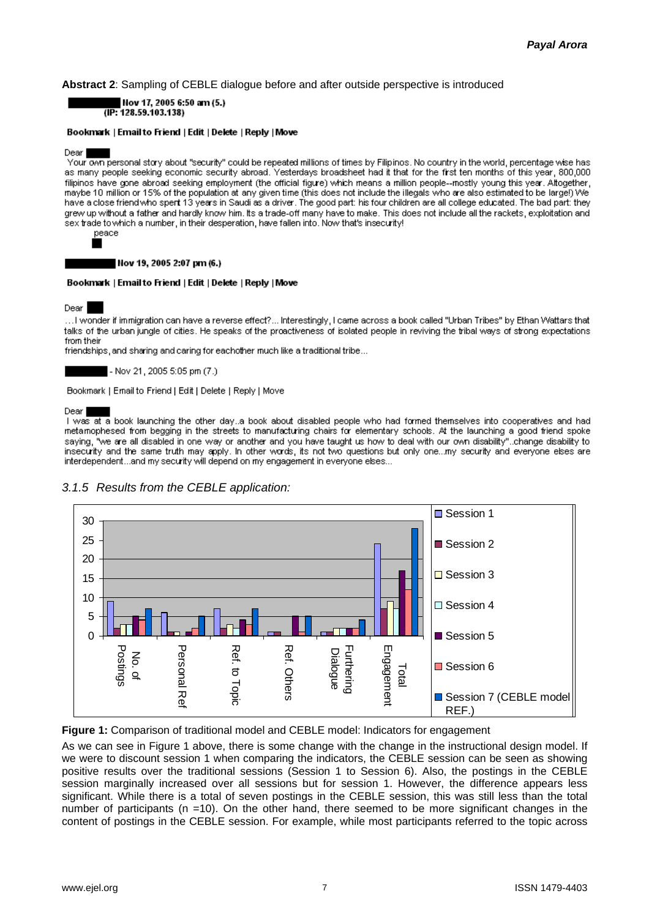**Abstract 2**: Sampling of CEBLE dialogue before and after outside perspective is introduced

Nov 17, 2005 6:50 am (5.)
(IP: 128.59.103.138)

Bookmark | Email to Friend | Edit | Delete | Reply | Move

Dear

Your own personal story about "security" could be repeated millions of times by Filipinos. No country in the world, percentage wise has as many people seeking economic security abroad. Yesterdays broadsheet had it that for the first ten months of this year, 800,000 filipinos have gone abroad seeking employment (the official figure) which means a million people--mostly young this year. Altogether, maybe 10 million or 15% of the population at any given time (this does not include the illegals who are also estimated to be large!) We have a close friend who spent 13 years in Saudi as a driver. The good part: his four children are all college educated. The bad part: they grew up without a father and hardly know him. Its a trade-off many have to make. This does not include all the rackets, exploitation and sex trade to which a number, in their desperation, have fallen into. Now that's insecurity!

peace

Nov 19, 2005 2:07 pm (6.)

Bookmark | Email to Friend | Edit | Delete | Reply | Move

Dear

…I wonder if immigration can have a reverse effect?... Interestingly, I came across a book called "Urban Tribes" by Ethan Wattars that talks of the urban jungle of cities. He speaks of the proactiveness of isolated people in reviving the tribal ways of strong expectations from their
friendships, and sharing and caring for eachother much like a traditional tribe…

- Nov 21, 2005 5:05 pm (7.)

Bookmark | Email to Friend | Edit | Delete | Reply | Move

Dear

I was at a book launching the other day..a book about disabled people who had formed themselves into cooperatives and had metamophesed from begging in the streets to manufacturing chairs for elementary schools. At the launching a good friend spoke saying, "we are all disabled in one way or another and you have taught us how to deal with our own disability"..change disability to insecurity and the same truth may apply. In other words, its not two questions but only one...my security and everyone elses are interdependent...and my security will depend on my engagement in everyone elses...

### *3.1.5 Results from the CEBLE application:*

| | Session 1 | Session 2 | Session 3 | Session 4 | Session 5 | Session 6 | Session 7 (CEBLE model REF.) |
|---|---|---|---|---|---|---|---|
| No. of Postings | 9 | 2 | 3 | 3 | 5 | 4 | 7 |
| Personal Ref | 6 | 1 | 1 | 0 | 1 | 2 | 5 |
| Ref. to Topic | 7 | 2 | 3 | 2 | 4 | 3 | 7 |
| Ref. Others | 1 | 1 | 0 | 0 | 5 | 1 | 5 |
| Furthering Dialogue | 1 | 1 | 2 | 2 | 2 | 2 | 4 |
| Total Engagement | 24 | 7 | 9 | 7 | 17 | 12 | 28 |

**Figure 1:** Comparison of traditional model and CEBLE model: Indicators for engagement

As we can see in Figure 1 above, there is some change with the change in the instructional design model. If we were to discount session 1 when comparing the indicators, the CEBLE session can be seen as showing positive results over the traditional sessions (Session 1 to Session 6). Also, the postings in the CEBLE session marginally increased over all sessions but for session 1. However, the difference appears less significant. While there is a total of seven postings in the CEBLE session, this was still less than the total number of participants (n =10). On the other hand, there seemed to be more significant changes in the content of postings in the CEBLE session. For example, while most participants referred to the topic across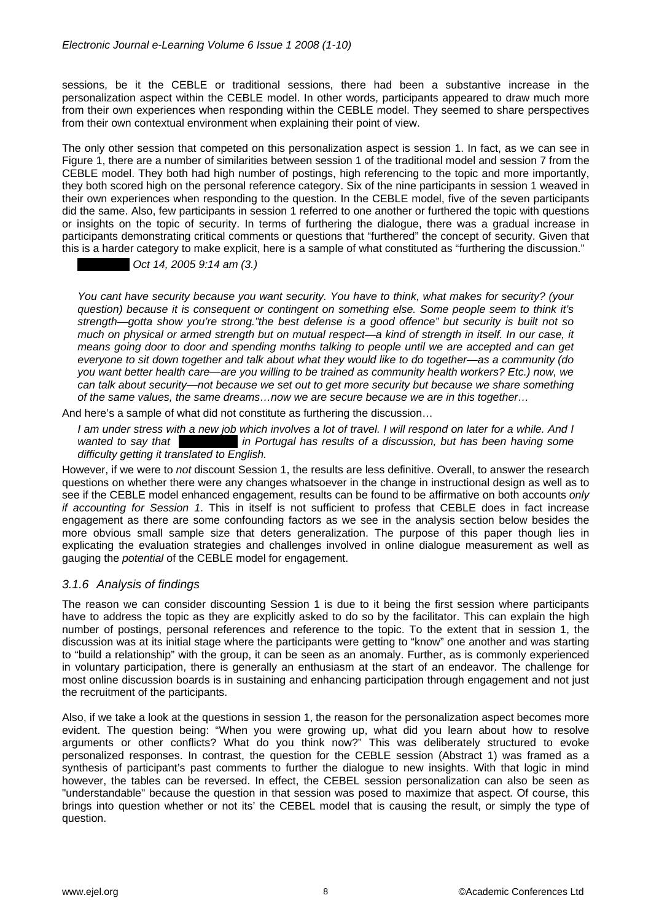sessions, be it the CEBLE or traditional sessions, there had been a substantive increase in the personalization aspect within the CEBLE model. In other words, participants appeared to draw much more from their own experiences when responding within the CEBLE model. They seemed to share perspectives from their own contextual environment when explaining their point of view.

The only other session that competed on this personalization aspect is session 1. In fact, as we can see in Figure 1, there are a number of similarities between session 1 of the traditional model and session 7 from the CEBLE model. They both had high number of postings, high referencing to the topic and more importantly, they both scored high on the personal reference category. Six of the nine participants in session 1 weaved in their own experiences when responding to the question. In the CEBLE model, five of the seven participants did the same. Also, few participants in session 1 referred to one another or furthered the topic with questions or insights on the topic of security. In terms of furthering the dialogue, there was a gradual increase in participants demonstrating critical comments or questions that "furthered" the concept of security. Given that this is a harder category to make explicit, here is a sample of what constituted as "furthering the discussion."

> *Oct 14, 2005 9:14 am (3.)*
>
> *You cant have security because you want security. You have to think, what makes for security? (your question) because it is consequent or contingent on something else. Some people seem to think it's strength—gotta show you're strong."the best defense is a good offence" but security is built not so much on physical or armed strength but on mutual respect—a kind of strength in itself. In our case, it means going door to door and spending months talking to people until we are accepted and can get everyone to sit down together and talk about what they would like to do together—as a community (do you want better health care—are you willing to be trained as community health workers? Etc.) now, we can talk about security—not because we set out to get more security but because we share something of the same values, the same dreams…now we are secure because we are in this together…*

And here's a sample of what did not constitute as furthering the discussion…

> *I am under stress with a new job which involves a lot of travel. I will respond on later for a while. And I wanted to say that in Portugal has results of a discussion, but has been having some difficulty getting it translated to English.*

However, if we were to *not* discount Session 1, the results are less definitive. Overall, to answer the research questions on whether there were any changes whatsoever in the change in instructional design as well as to see if the CEBLE model enhanced engagement, results can be found to be affirmative on both accounts *only if accounting for Session 1*. This in itself is not sufficient to profess that CEBLE does in fact increase engagement as there are some confounding factors as we see in the analysis section below besides the more obvious small sample size that deters generalization. The purpose of this paper though lies in explicating the evaluation strategies and challenges involved in online dialogue measurement as well as gauging the *potential* of the CEBLE model for engagement.

### *3.1.6 Analysis of findings*

The reason we can consider discounting Session 1 is due to it being the first session where participants have to address the topic as they are explicitly asked to do so by the facilitator. This can explain the high number of postings, personal references and reference to the topic. To the extent that in session 1, the discussion was at its initial stage where the participants were getting to "know" one another and was starting to "build a relationship" with the group, it can be seen as an anomaly. Further, as is commonly experienced in voluntary participation, there is generally an enthusiasm at the start of an endeavor. The challenge for most online discussion boards is in sustaining and enhancing participation through engagement and not just the recruitment of the participants.

Also, if we take a look at the questions in session 1, the reason for the personalization aspect becomes more evident. The question being: "When you were growing up, what did you learn about how to resolve arguments or other conflicts? What do you think now?" This was deliberately structured to evoke personalized responses. In contrast, the question for the CEBLE session (Abstract 1) was framed as a synthesis of participant's past comments to further the dialogue to new insights. With that logic in mind however, the tables can be reversed. In effect, the CEBEL session personalization can also be seen as "understandable" because the question in that session was posed to maximize that aspect. Of course, this brings into question whether or not its' the CEBEL model that is causing the result, or simply the type of question.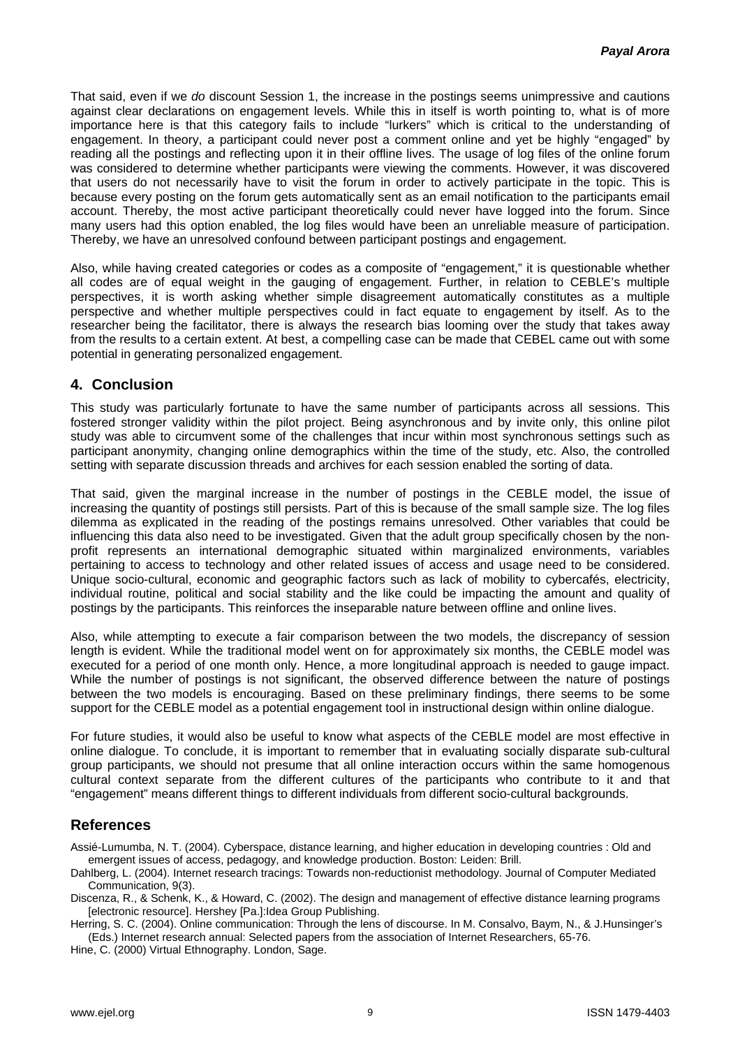That said, even if we *do* discount Session 1, the increase in the postings seems unimpressive and cautions against clear declarations on engagement levels. While this in itself is worth pointing to, what is of more importance here is that this category fails to include "lurkers" which is critical to the understanding of engagement. In theory, a participant could never post a comment online and yet be highly "engaged" by reading all the postings and reflecting upon it in their offline lives. The usage of log files of the online forum was considered to determine whether participants were viewing the comments. However, it was discovered that users do not necessarily have to visit the forum in order to actively participate in the topic. This is because every posting on the forum gets automatically sent as an email notification to the participants email account. Thereby, the most active participant theoretically could never have logged into the forum. Since many users had this option enabled, the log files would have been an unreliable measure of participation. Thereby, we have an unresolved confound between participant postings and engagement.

Also, while having created categories or codes as a composite of "engagement," it is questionable whether all codes are of equal weight in the gauging of engagement. Further, in relation to CEBLE's multiple perspectives, it is worth asking whether simple disagreement automatically constitutes as a multiple perspective and whether multiple perspectives could in fact equate to engagement by itself. As to the researcher being the facilitator, there is always the research bias looming over the study that takes away from the results to a certain extent. At best, a compelling case can be made that CEBEL came out with some potential in generating personalized engagement.

## 4. Conclusion

This study was particularly fortunate to have the same number of participants across all sessions. This fostered stronger validity within the pilot project. Being asynchronous and by invite only, this online pilot study was able to circumvent some of the challenges that incur within most synchronous settings such as participant anonymity, changing online demographics within the time of the study, etc. Also, the controlled setting with separate discussion threads and archives for each session enabled the sorting of data.

That said, given the marginal increase in the number of postings in the CEBLE model, the issue of increasing the quantity of postings still persists. Part of this is because of the small sample size. The log files dilemma as explicated in the reading of the postings remains unresolved. Other variables that could be influencing this data also need to be investigated. Given that the adult group specifically chosen by the non-profit represents an international demographic situated within marginalized environments, variables pertaining to access to technology and other related issues of access and usage need to be considered. Unique socio-cultural, economic and geographic factors such as lack of mobility to cybercafés, electricity, individual routine, political and social stability and the like could be impacting the amount and quality of postings by the participants. This reinforces the inseparable nature between offline and online lives.

Also, while attempting to execute a fair comparison between the two models, the discrepancy of session length is evident. While the traditional model went on for approximately six months, the CEBLE model was executed for a period of one month only. Hence, a more longitudinal approach is needed to gauge impact. While the number of postings is not significant, the observed difference between the nature of postings between the two models is encouraging. Based on these preliminary findings, there seems to be some support for the CEBLE model as a potential engagement tool in instructional design within online dialogue.

For future studies, it would also be useful to know what aspects of the CEBLE model are most effective in online dialogue. To conclude, it is important to remember that in evaluating socially disparate sub-cultural group participants, we should not presume that all online interaction occurs within the same homogenous cultural context separate from the different cultures of the participants who contribute to it and that "engagement" means different things to different individuals from different socio-cultural backgrounds.

## References

Assié-Lumumba, N. T. (2004). Cyberspace, distance learning, and higher education in developing countries : Old and emergent issues of access, pedagogy, and knowledge production. Boston: Leiden: Brill.

Dahlberg, L. (2004). Internet research tracings: Towards non-reductionist methodology. Journal of Computer Mediated Communication, 9(3).

Discenza, R., & Schenk, K., & Howard, C. (2002). The design and management of effective distance learning programs [electronic resource]. Hershey [Pa.]:Idea Group Publishing.

Herring, S. C. (2004). Online communication: Through the lens of discourse. In M. Consalvo, Baym, N., & J.Hunsinger's (Eds.) Internet research annual: Selected papers from the association of Internet Researchers, 65-76.

Hine, C. (2000) Virtual Ethnography. London, Sage.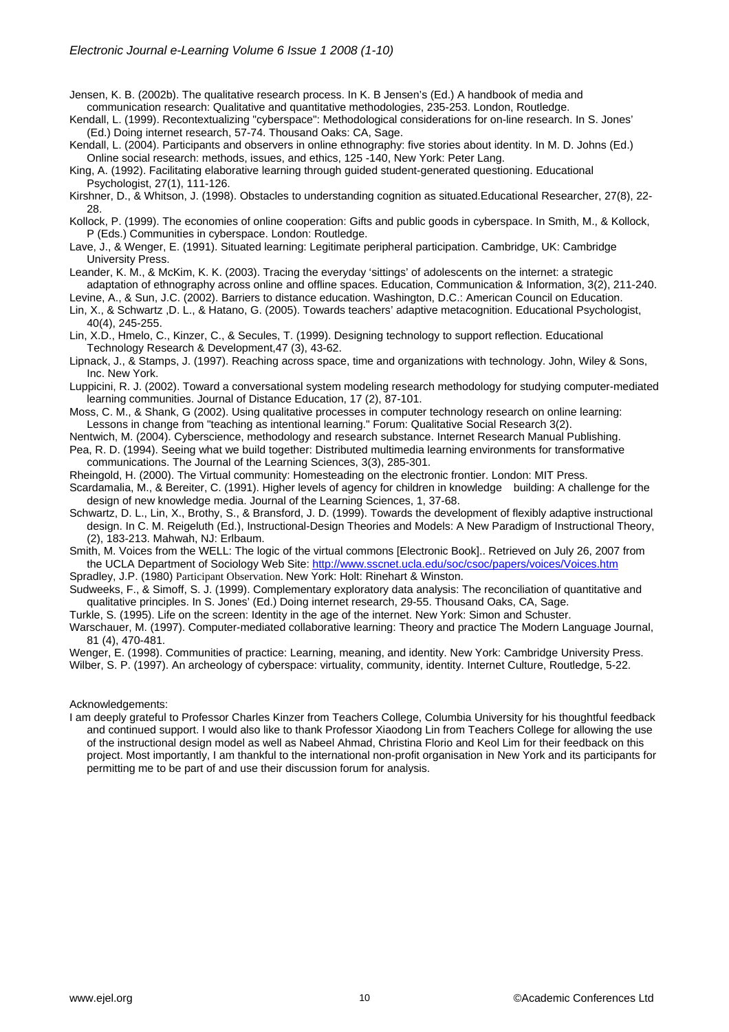Jensen, K. B. (2002b). The qualitative research process. In K. B Jensen's (Ed.) A handbook of media and communication research: Qualitative and quantitative methodologies, 235-253. London, Routledge.

Kendall, L. (1999). Recontextualizing "cyberspace": Methodological considerations for on-line research. In S. Jones' (Ed.) Doing internet research, 57-74. Thousand Oaks: CA, Sage.

Kendall, L. (2004). Participants and observers in online ethnography: five stories about identity. In M. D. Johns (Ed.) Online social research: methods, issues, and ethics, 125 -140, New York: Peter Lang.

King, A. (1992). Facilitating elaborative learning through guided student-generated questioning. Educational Psychologist, 27(1), 111-126.

Kirshner, D., & Whitson, J. (1998). Obstacles to understanding cognition as situated.Educational Researcher, 27(8), 22-28.

Kollock, P. (1999). The economies of online cooperation: Gifts and public goods in cyberspace. In Smith, M., & Kollock, P (Eds.) Communities in cyberspace. London: Routledge.

Lave, J., & Wenger, E. (1991). Situated learning: Legitimate peripheral participation. Cambridge, UK: Cambridge University Press.

Leander, K. M., & McKim, K. K. (2003). Tracing the everyday 'sittings' of adolescents on the internet: a strategic adaptation of ethnography across online and offline spaces. Education, Communication & Information, 3(2), 211-240.

Levine, A., & Sun, J.C. (2002). Barriers to distance education. Washington, D.C.: American Council on Education.

Lin, X., & Schwartz ,D. L., & Hatano, G. (2005). Towards teachers' adaptive metacognition. Educational Psychologist, 40(4), 245-255.

Lin, X.D., Hmelo, C., Kinzer, C., & Secules, T. (1999). Designing technology to support reflection. Educational Technology Research & Development,47 (3), 43-62.

Lipnack, J., & Stamps, J. (1997). Reaching across space, time and organizations with technology. John, Wiley & Sons, Inc. New York.

Luppicini, R. J. (2002). Toward a conversational system modeling research methodology for studying computer-mediated learning communities. Journal of Distance Education, 17 (2), 87-101.

Moss, C. M., & Shank, G (2002). Using qualitative processes in computer technology research on online learning: Lessons in change from "teaching as intentional learning." Forum: Qualitative Social Research 3(2).

Nentwich, M. (2004). Cyberscience, methodology and research substance. Internet Research Manual Publishing.

Pea, R. D. (1994). Seeing what we build together: Distributed multimedia learning environments for transformative communications. The Journal of the Learning Sciences, 3(3), 285-301.

Rheingold, H. (2000). The Virtual community: Homesteading on the electronic frontier. London: MIT Press.

Scardamalia, M., & Bereiter, C. (1991). Higher levels of agency for children in knowledge building: A challenge for the design of new knowledge media. Journal of the Learning Sciences, 1, 37-68.

Schwartz, D. L., Lin, X., Brothy, S., & Bransford, J. D. (1999). Towards the development of flexibly adaptive instructional design. In C. M. Reigeluth (Ed.), Instructional-Design Theories and Models: A New Paradigm of Instructional Theory, (2), 183-213. Mahwah, NJ: Erlbaum.

Smith, M. Voices from the WELL: The logic of the virtual commons [Electronic Book].. Retrieved on July 26, 2007 from the UCLA Department of Sociology Web Site: http://www.sscnet.ucla.edu/soc/csoc/papers/voices/Voices.htm

Spradley, J.P. (1980) Participant Observation. New York: Holt: Rinehart & Winston.

Sudweeks, F., & Simoff, S. J. (1999). Complementary exploratory data analysis: The reconciliation of quantitative and qualitative principles. In S. Jones' (Ed.) Doing internet research, 29-55. Thousand Oaks, CA, Sage.

Turkle, S. (1995). Life on the screen: Identity in the age of the internet. New York: Simon and Schuster.

Warschauer, M. (1997). Computer-mediated collaborative learning: Theory and practice The Modern Language Journal, 81 (4), 470-481.

Wenger, E. (1998). Communities of practice: Learning, meaning, and identity. New York: Cambridge University Press.

Wilber, S. P. (1997). An archeology of cyberspace: virtuality, community, identity. Internet Culture, Routledge, 5-22.

Acknowledgements:

I am deeply grateful to Professor Charles Kinzer from Teachers College, Columbia University for his thoughtful feedback and continued support. I would also like to thank Professor Xiaodong Lin from Teachers College for allowing the use of the instructional design model as well as Nabeel Ahmad, Christina Florio and Keol Lim for their feedback on this project. Most importantly, I am thankful to the international non-profit organisation in New York and its participants for permitting me to be part of and use their discussion forum for analysis.